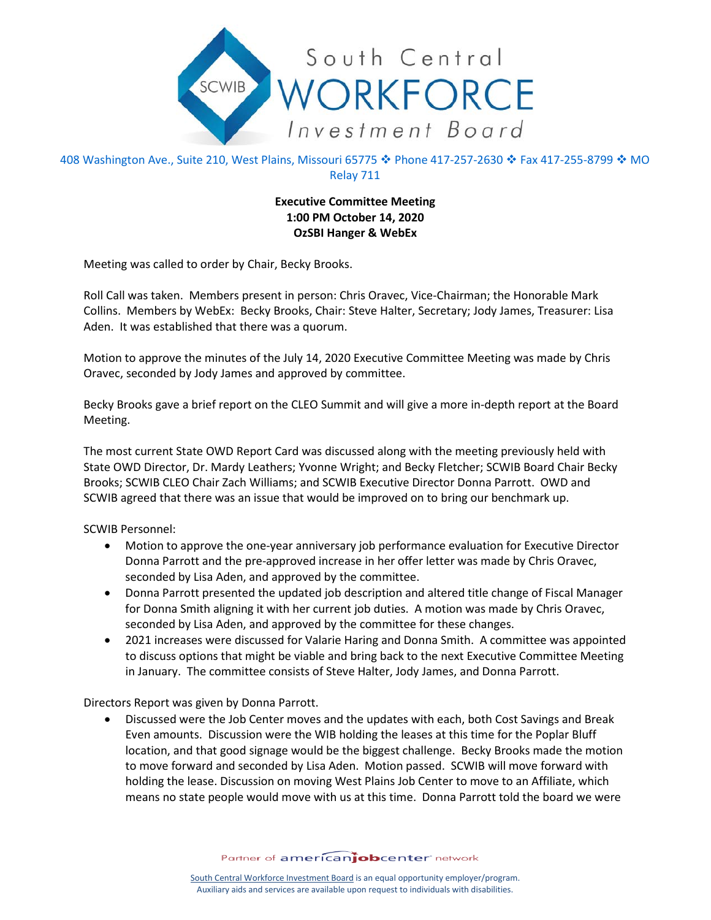South Central WORKFORCE Investment Board

408 Washington Ave., Suite 210, West Plains, Missouri 65775 ❖ Phone 417-257-2630 ❖ Fax 417-255-8799 ❖ MO Relay 711

**Executive Committee Meeting**
**1:00 PM October 14, 2020**
**OzSBI Hanger & WebEx**

Meeting was called to order by Chair, Becky Brooks.

Roll Call was taken. Members present in person: Chris Oravec, Vice-Chairman; the Honorable Mark Collins. Members by WebEx: Becky Brooks, Chair: Steve Halter, Secretary; Jody James, Treasurer: Lisa Aden. It was established that there was a quorum.

Motion to approve the minutes of the July 14, 2020 Executive Committee Meeting was made by Chris Oravec, seconded by Jody James and approved by committee.

Becky Brooks gave a brief report on the CLEO Summit and will give a more in-depth report at the Board Meeting.

The most current State OWD Report Card was discussed along with the meeting previously held with State OWD Director, Dr. Mardy Leathers; Yvonne Wright; and Becky Fletcher; SCWIB Board Chair Becky Brooks; SCWIB CLEO Chair Zach Williams; and SCWIB Executive Director Donna Parrott. OWD and SCWIB agreed that there was an issue that would be improved on to bring our benchmark up.

SCWIB Personnel:

- Motion to approve the one-year anniversary job performance evaluation for Executive Director Donna Parrott and the pre-approved increase in her offer letter was made by Chris Oravec, seconded by Lisa Aden, and approved by the committee.
- Donna Parrott presented the updated job description and altered title change of Fiscal Manager for Donna Smith aligning it with her current job duties. A motion was made by Chris Oravec, seconded by Lisa Aden, and approved by the committee for these changes.
- 2021 increases were discussed for Valarie Haring and Donna Smith. A committee was appointed to discuss options that might be viable and bring back to the next Executive Committee Meeting in January. The committee consists of Steve Halter, Jody James, and Donna Parrott.

Directors Report was given by Donna Parrott.

- Discussed were the Job Center moves and the updates with each, both Cost Savings and Break Even amounts. Discussion were the WIB holding the leases at this time for the Poplar Bluff location, and that good signage would be the biggest challenge. Becky Brooks made the motion to move forward and seconded by Lisa Aden. Motion passed. SCWIB will move forward with holding the lease. Discussion on moving West Plains Job Center to move to an Affiliate, which means no state people would move with us at this time. Donna Parrott told the board we were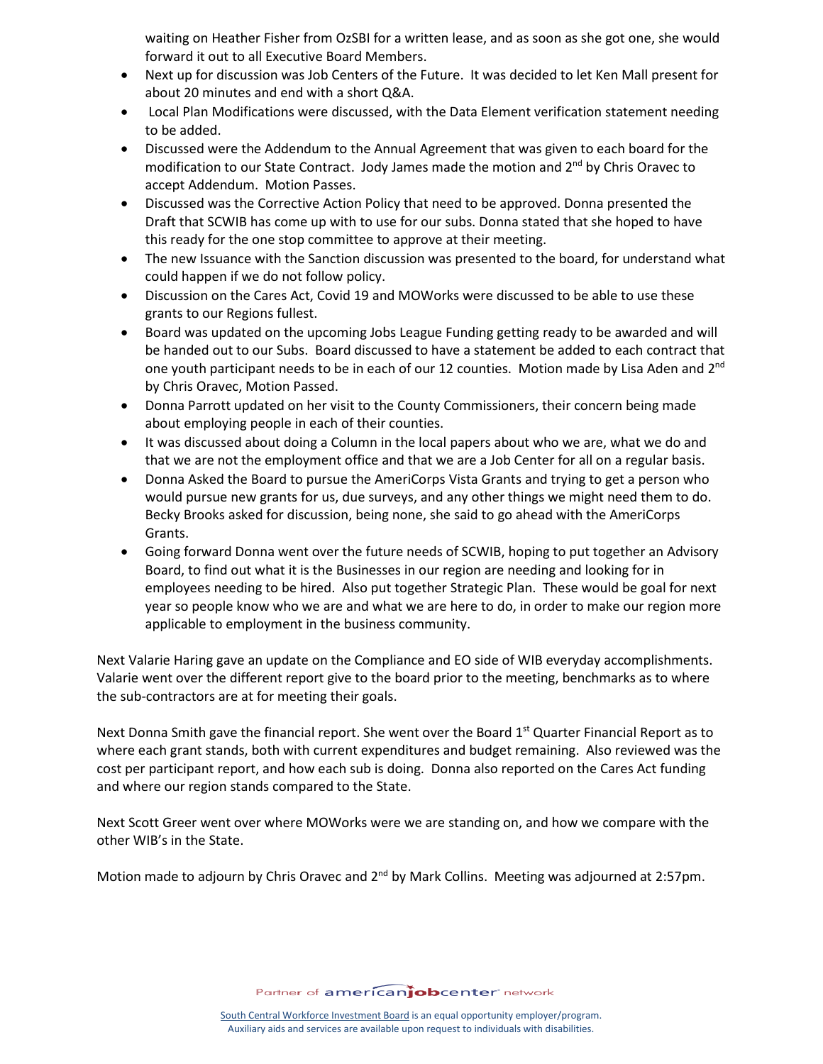waiting on Heather Fisher from OzSBI for a written lease, and as soon as she got one, she would forward it out to all Executive Board Members.

- Next up for discussion was Job Centers of the Future. It was decided to let Ken Mall present for about 20 minutes and end with a short Q&A.
- Local Plan Modifications were discussed, with the Data Element verification statement needing to be added.
- Discussed were the Addendum to the Annual Agreement that was given to each board for the modification to our State Contract. Jody James made the motion and 2nd by Chris Oravec to accept Addendum. Motion Passes.
- Discussed was the Corrective Action Policy that need to be approved. Donna presented the Draft that SCWIB has come up with to use for our subs. Donna stated that she hoped to have this ready for the one stop committee to approve at their meeting.
- The new Issuance with the Sanction discussion was presented to the board, for understand what could happen if we do not follow policy.
- Discussion on the Cares Act, Covid 19 and MOWorks were discussed to be able to use these grants to our Regions fullest.
- Board was updated on the upcoming Jobs League Funding getting ready to be awarded and will be handed out to our Subs. Board discussed to have a statement be added to each contract that one youth participant needs to be in each of our 12 counties. Motion made by Lisa Aden and 2nd by Chris Oravec, Motion Passed.
- Donna Parrott updated on her visit to the County Commissioners, their concern being made about employing people in each of their counties.
- It was discussed about doing a Column in the local papers about who we are, what we do and that we are not the employment office and that we are a Job Center for all on a regular basis.
- Donna Asked the Board to pursue the AmeriCorps Vista Grants and trying to get a person who would pursue new grants for us, due surveys, and any other things we might need them to do. Becky Brooks asked for discussion, being none, she said to go ahead with the AmeriCorps Grants.
- Going forward Donna went over the future needs of SCWIB, hoping to put together an Advisory Board, to find out what it is the Businesses in our region are needing and looking for in employees needing to be hired. Also put together Strategic Plan. These would be goal for next year so people know who we are and what we are here to do, in order to make our region more applicable to employment in the business community.

Next Valarie Haring gave an update on the Compliance and EO side of WIB everyday accomplishments. Valarie went over the different report give to the board prior to the meeting, benchmarks as to where the sub-contractors are at for meeting their goals.

Next Donna Smith gave the financial report. She went over the Board 1st Quarter Financial Report as to where each grant stands, both with current expenditures and budget remaining. Also reviewed was the cost per participant report, and how each sub is doing. Donna also reported on the Cares Act funding and where our region stands compared to the State.

Next Scott Greer went over where MOWorks were we are standing on, and how we compare with the other WIB's in the State.

Motion made to adjourn by Chris Oravec and 2nd by Mark Collins. Meeting was adjourned at 2:57pm.

Partner of americanjobcenter network

South Central Workforce Investment Board is an equal opportunity employer/program.
Auxiliary aids and services are available upon request to individuals with disabilities.